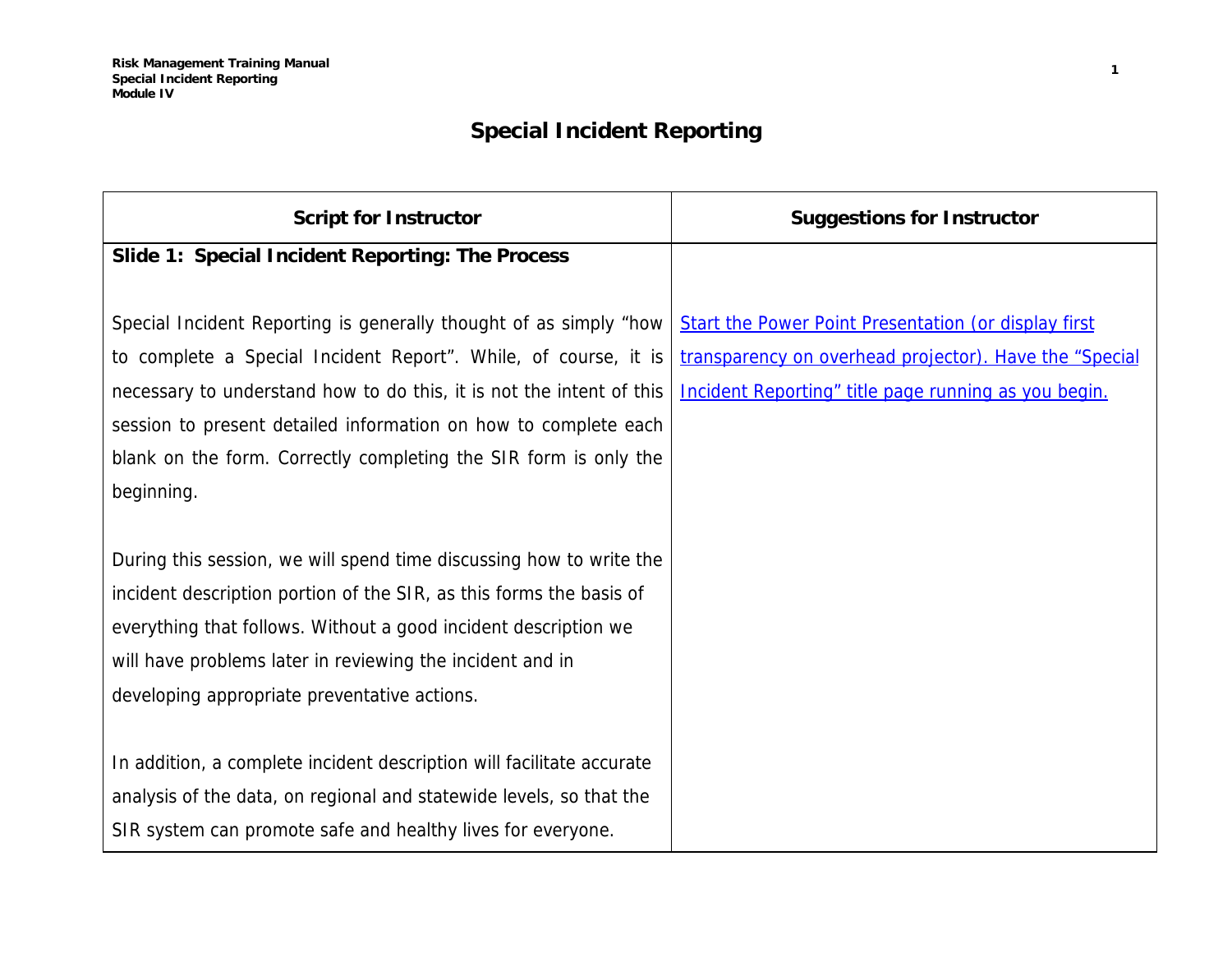# Special Incident Reporting

| Script for Instructor | Suggestions for Instructor |
|---|---|
| **Slide 1: Special Incident Reporting: The Process** | |
| Special Incident Reporting is generally thought of as simply "how to complete a Special Incident Report". While, of course, it is necessary to understand how to do this, it is not the intent of this session to present detailed information on how to complete each blank on the form. Correctly completing the SIR form is only the beginning. | Start the Power Point Presentation (or display first transparency on overhead projector). Have the "Special Incident Reporting" title page running as you begin. |
| During this session, we will spend time discussing how to write the incident description portion of the SIR, as this forms the basis of everything that follows. Without a good incident description we will have problems later in reviewing the incident and in developing appropriate preventative actions. | |
| In addition, a complete incident description will facilitate accurate analysis of the data, on regional and statewide levels, so that the SIR system can promote safe and healthy lives for everyone. | |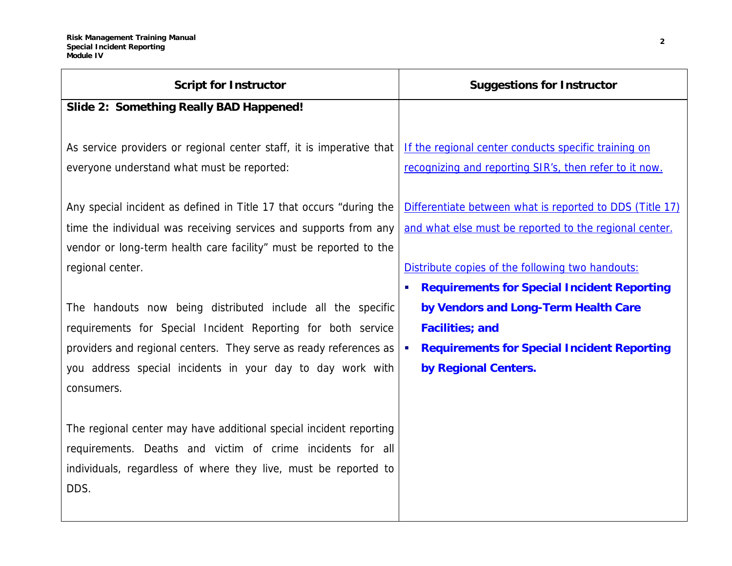| Script for Instructor | Suggestions for Instructor |
|---|---|
| **Slide 2: Something Really BAD Happened!** | |
| As service providers or regional center staff, it is imperative that everyone understand what must be reported: | If the regional center conducts specific training on recognizing and reporting SIR's, then refer to it now. |
| Any special incident as defined in Title 17 that occurs "during the time the individual was receiving services and supports from any vendor or long-term health care facility" must be reported to the regional center. | Differentiate between what is reported to DDS (Title 17) and what else must be reported to the regional center.<br><br>Distribute copies of the following two handouts:<br>- **Requirements for Special Incident Reporting by Vendors and Long-Term Health Care Facilities; and**<br>- **Requirements for Special Incident Reporting by Regional Centers.** |
| The handouts now being distributed include all the specific requirements for Special Incident Reporting for both service providers and regional centers. They serve as ready references as you address special incidents in your day to day work with consumers. | |
| The regional center may have additional special incident reporting requirements. Deaths and victim of crime incidents for all individuals, regardless of where they live, must be reported to DDS. | |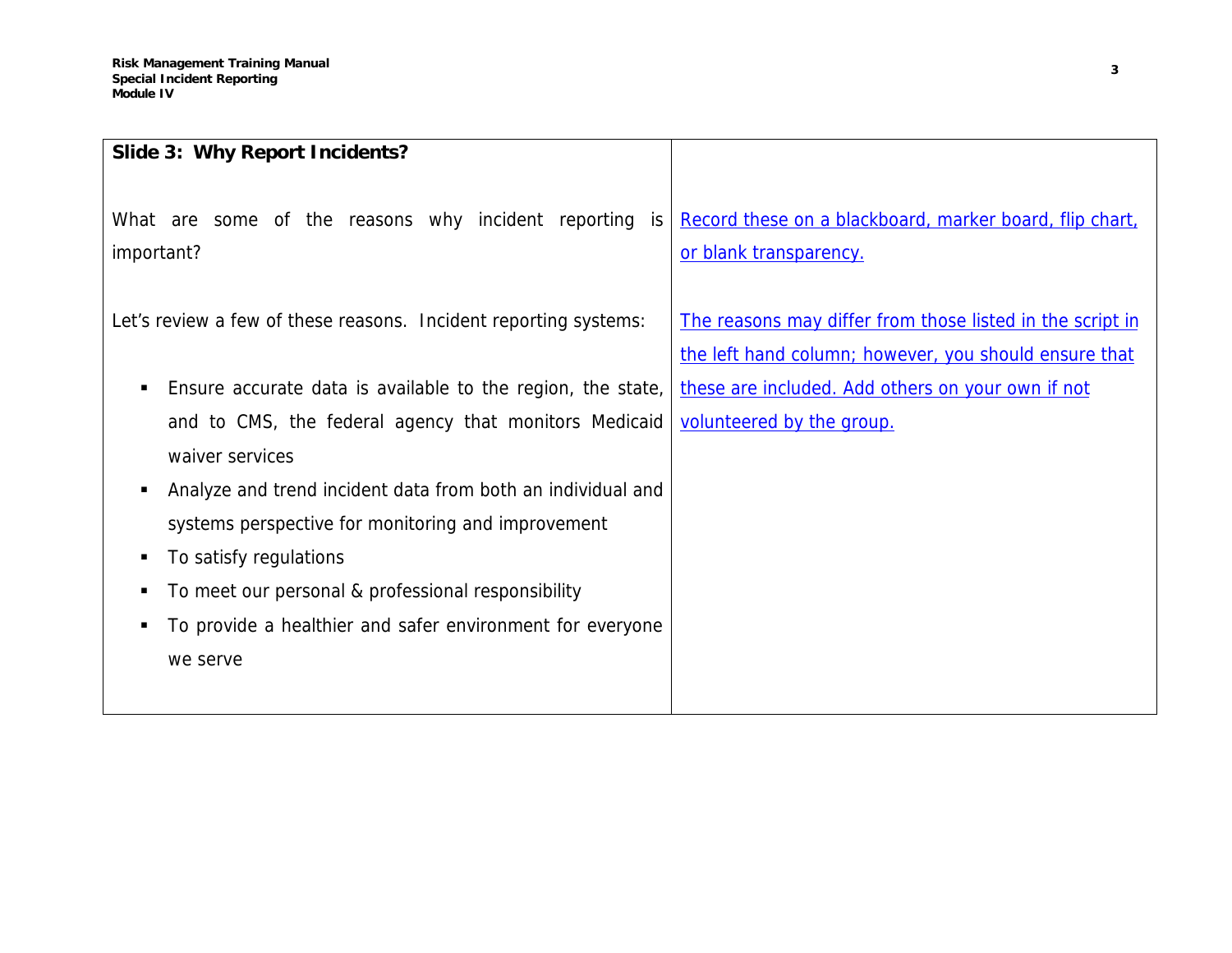| **Slide 3: Why Report Incidents?** | |
|---|---|
| What are some of the reasons why incident reporting is important? | Record these on a blackboard, marker board, flip chart, or blank transparency. |
| Let's review a few of these reasons. Incident reporting systems:<br><br>▪ Ensure accurate data is available to the region, the state, and to CMS, the federal agency that monitors Medicaid waiver services<br>▪ Analyze and trend incident data from both an individual and systems perspective for monitoring and improvement<br>▪ To satisfy regulations<br>▪ To meet our personal & professional responsibility<br>▪ To provide a healthier and safer environment for everyone we serve | The reasons may differ from those listed in the script in the left hand column; however, you should ensure that these are included. Add others on your own if not volunteered by the group. |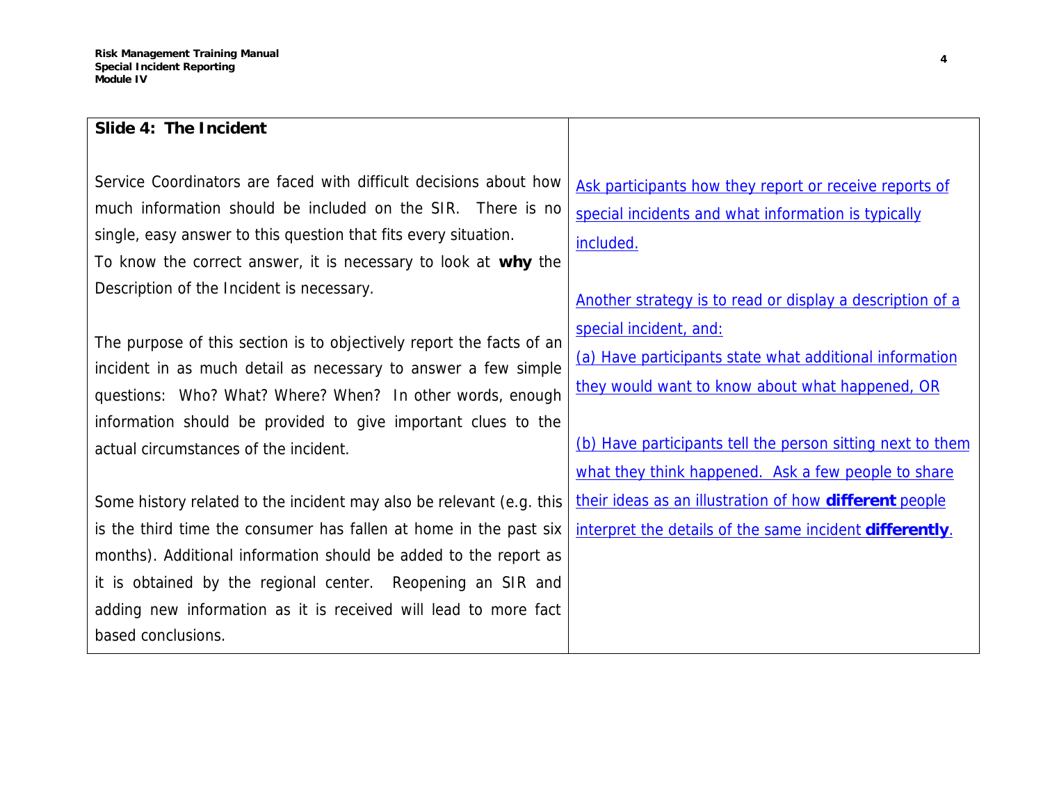| Slide 4: The Incident | |
|---|---|
| Service Coordinators are faced with difficult decisions about how much information should be included on the SIR. There is no single, easy answer to this question that fits every situation. To know the correct answer, it is necessary to look at **why** the Description of the Incident is necessary.<br><br>The purpose of this section is to objectively report the facts of an incident in as much detail as necessary to answer a few simple questions: Who? What? Where? When? In other words, enough information should be provided to give important clues to the actual circumstances of the incident.<br><br>Some history related to the incident may also be relevant (e.g. this is the third time the consumer has fallen at home in the past six months). Additional information should be added to the report as it is obtained by the regional center. Reopening an SIR and adding new information as it is received will lead to more fact based conclusions. | Ask participants how they report or receive reports of special incidents and what information is typically included.<br><br>Another strategy is to read or display a description of a special incident, and:<br>(a) Have participants state what additional information they would want to know about what happened, OR<br><br>(b) Have participants tell the person sitting next to them what they think happened. Ask a few people to share their ideas as an illustration of how **different** people interpret the details of the same incident **differently**. |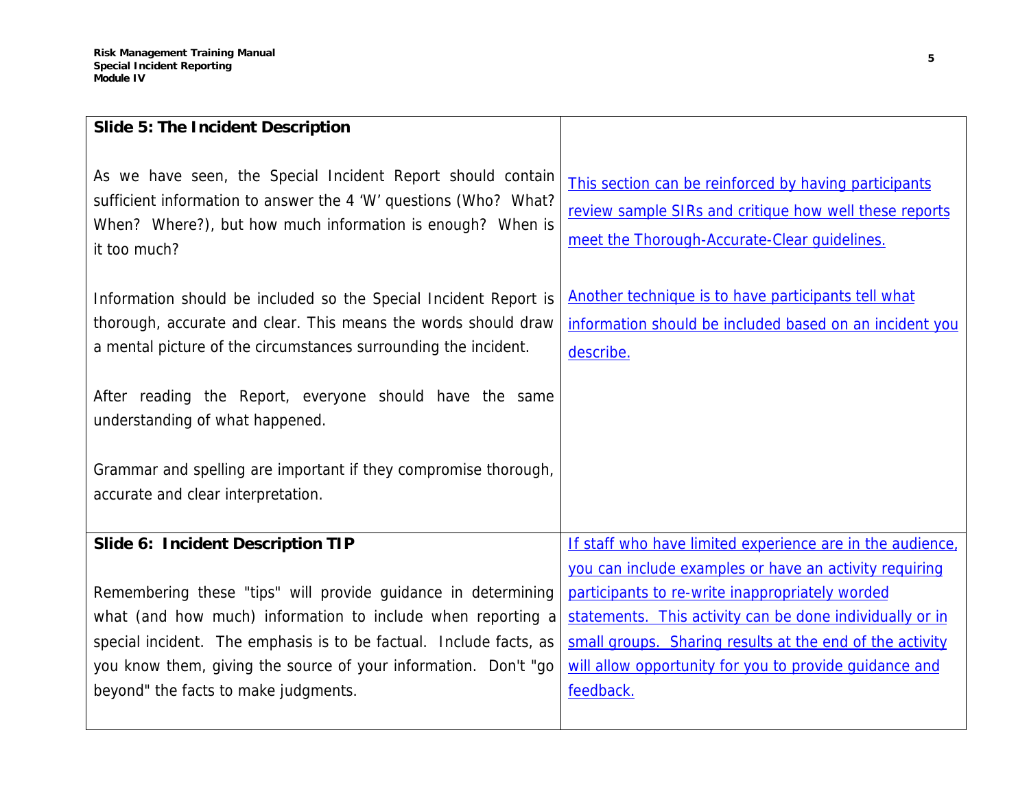| **Slide 5: The Incident Description** | |
|---|---|
| As we have seen, the Special Incident Report should contain sufficient information to answer the 4 'W' questions (Who? What? When? Where?), but how much information is enough? When is it too much?<br><br>Information should be included so the Special Incident Report is thorough, accurate and clear. This means the words should draw a mental picture of the circumstances surrounding the incident.<br><br>After reading the Report, everyone should have the same understanding of what happened.<br><br>Grammar and spelling are important if they compromise thorough, accurate and clear interpretation. | This section can be reinforced by having participants review sample SIRs and critique how well these reports meet the Thorough-Accurate-Clear guidelines.<br><br>Another technique is to have participants tell what information should be included based on an incident you describe. |
| **Slide 6: Incident Description TIP**<br><br>Remembering these "tips" will provide guidance in determining what (and how much) information to include when reporting a special incident. The emphasis is to be factual. Include facts, as you know them, giving the source of your information. Don't "go beyond" the facts to make judgments. | If staff who have limited experience are in the audience, you can include examples or have an activity requiring participants to re-write inappropriately worded statements. This activity can be done individually or in small groups. Sharing results at the end of the activity will allow opportunity for you to provide guidance and feedback. |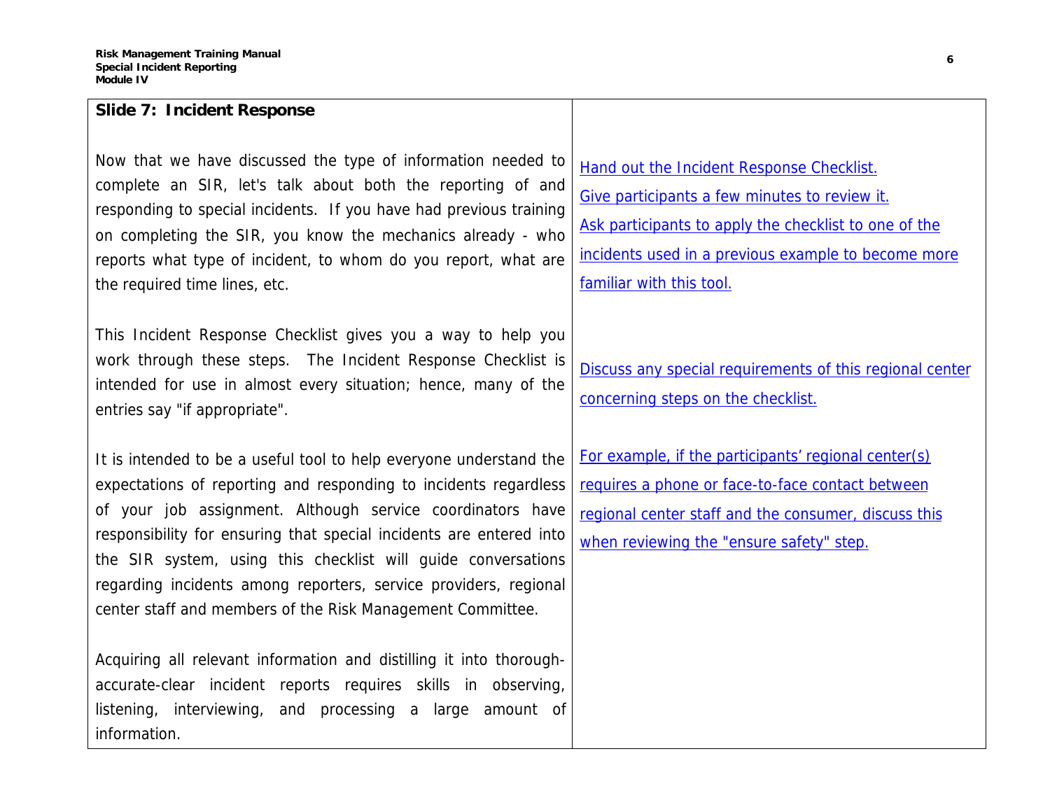| **Slide 7: Incident Response** | |
|---|---|
| Now that we have discussed the type of information needed to complete an SIR, let's talk about both the reporting of and responding to special incidents. If you have had previous training on completing the SIR, you know the mechanics already - who reports what type of incident, to whom do you report, what are the required time lines, etc. | Hand out the Incident Response Checklist.<br>Give participants a few minutes to review it.<br>Ask participants to apply the checklist to one of the incidents used in a previous example to become more familiar with this tool. |
| This Incident Response Checklist gives you a way to help you work through these steps. The Incident Response Checklist is intended for use in almost every situation; hence, many of the entries say "if appropriate". | Discuss any special requirements of this regional center concerning steps on the checklist. |
| It is intended to be a useful tool to help everyone understand the expectations of reporting and responding to incidents regardless of your job assignment. Although service coordinators have responsibility for ensuring that special incidents are entered into the SIR system, using this checklist will guide conversations regarding incidents among reporters, service providers, regional center staff and members of the Risk Management Committee. | For example, if the participants' regional center(s) requires a phone or face-to-face contact between regional center staff and the consumer, discuss this when reviewing the "ensure safety" step. |
| Acquiring all relevant information and distilling it into thorough-accurate-clear incident reports requires skills in observing, listening, interviewing, and processing a large amount of information. | |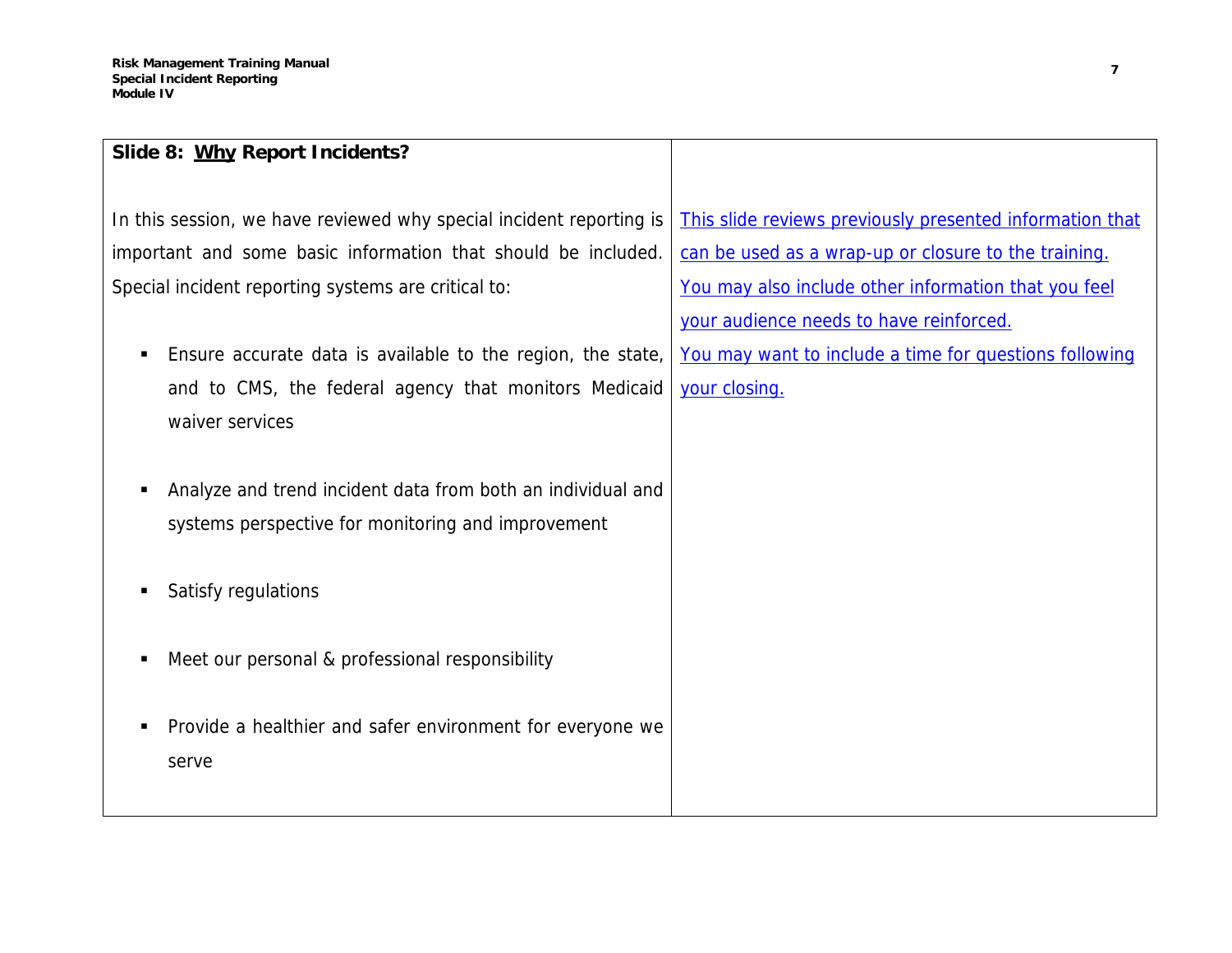| **Slide 8: <u>Why</u> Report Incidents?** | |
|---|---|
| In this session, we have reviewed why special incident reporting is important and some basic information that should be included. Special incident reporting systems are critical to:<br><br>▪ Ensure accurate data is available to the region, the state, and to CMS, the federal agency that monitors Medicaid waiver services<br><br>▪ Analyze and trend incident data from both an individual and systems perspective for monitoring and improvement<br><br>▪ Satisfy regulations<br><br>▪ Meet our personal & professional responsibility<br><br>▪ Provide a healthier and safer environment for everyone we serve | <u>This slide reviews previously presented information that can be used as a wrap-up or closure to the training.</u><br><u>You may also include other information that you feel your audience needs to have reinforced.</u><br><u>You may want to include a time for questions following your closing.</u> |